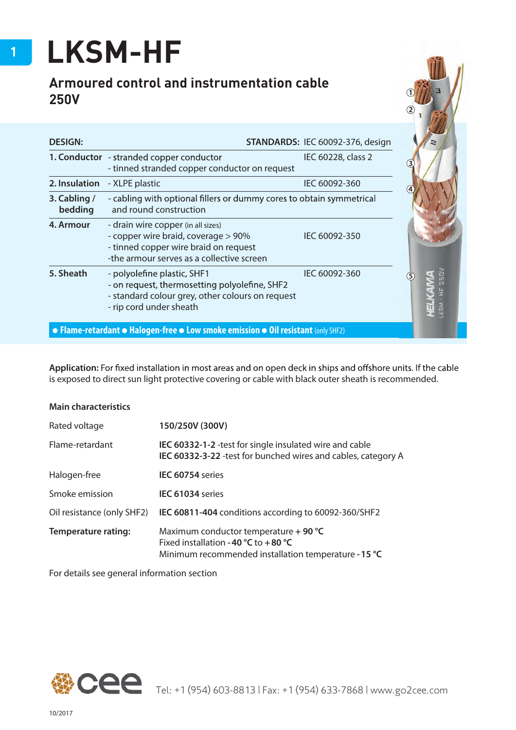# LKSM-HF

## Armoured control and instrumentation cable 250V

| DESIGN: | | STANDARDS: IEC 60092-376, design |
|---|---|---|
| 1. Conductor | - stranded copper conductor<br>- tinned stranded copper conductor on request | IEC 60228, class 2 |
| 2. Insulation | - XLPE plastic | IEC 60092-360 |
| 3. Cabling / bedding | - cabling with optional fillers or dummy cores to obtain symmetrical and round construction | |
| 4. Armour | - drain wire copper (in all sizes)<br>- copper wire braid, coverage > 90%<br>- tinned copper wire braid on request<br>-the armour serves as a collective screen | IEC 60092-350 |
| 5. Sheath | - polyolefine plastic, SHF1<br>- on request, thermosetting polyolefine, SHF2<br>- standard colour grey, other colours on request<br>- rip cord under sheath | IEC 60092-360 |

● Flame-retardant ● Halogen-free ● Low smoke emission ● Oil resistant (only SHF2)

**Application:** For fixed installation in most areas and on open deck in ships and offshore units. If the cable is exposed to direct sun light protective covering or cable with black outer sheath is recommended.

### Main characteristics

| | |
|---|---|
| Rated voltage | **150/250V (300V)** |
| Flame-retardant | **IEC 60332-1-2** -test for single insulated wire and cable<br>**IEC 60332-3-22** -test for bunched wires and cables, category A |
| Halogen-free | **IEC 60754** series |
| Smoke emission | **IEC 61034** series |
| Oil resistance (only SHF2) | **IEC 60811-404** conditions according to 60092-360/SHF2 |
| **Temperature rating:** | Maximum conductor temperature + **90 °C**<br>Fixed installation **-40 °C** to **+80 °C**<br>Minimum recommended installation temperature **-15 °C** |

For details see general information section

cee Tel: +1 (954) 603-8813 | Fax: +1 (954) 633-7868 | www.go2cee.com

10/2017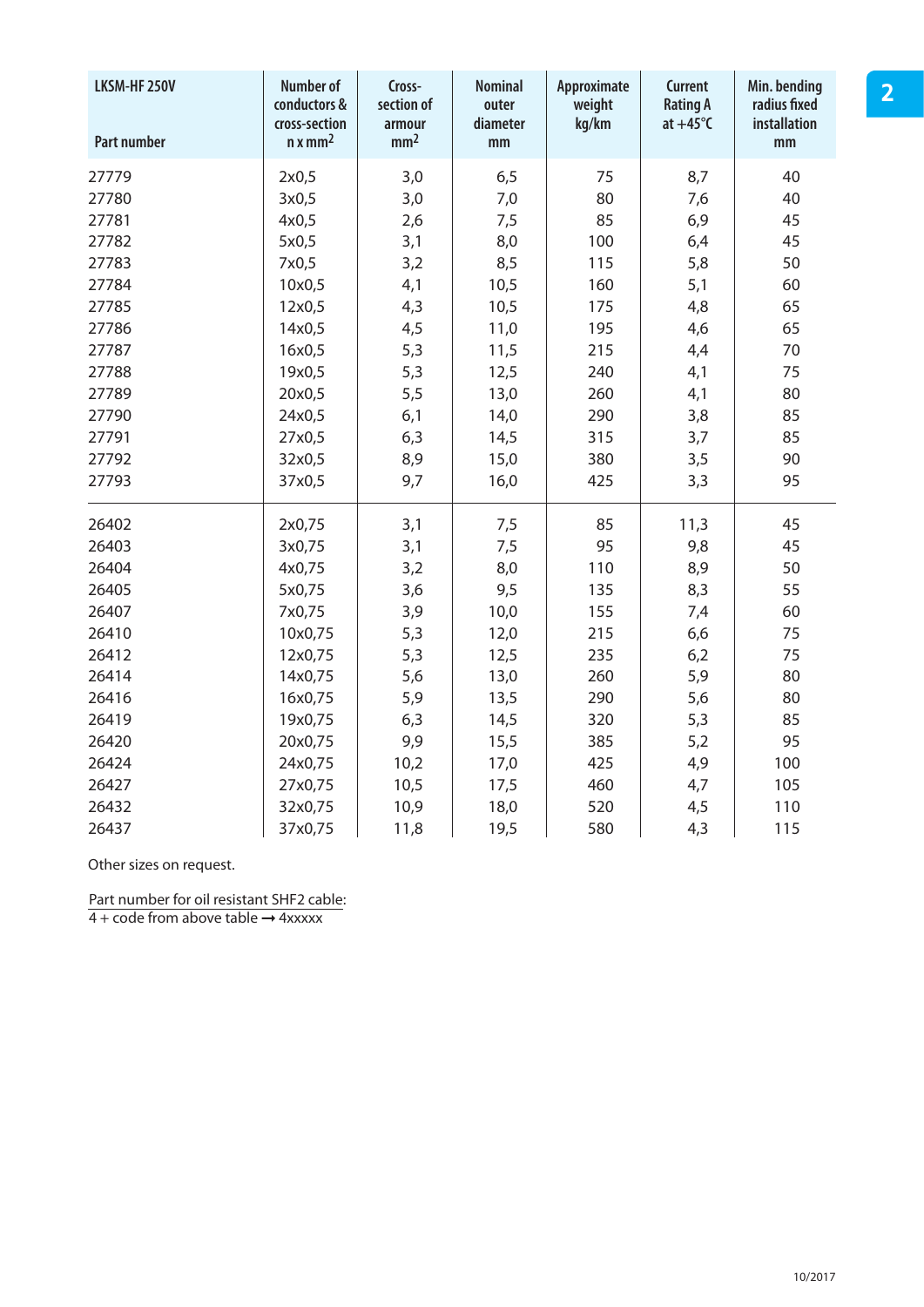| LKSM-HF 250V<br><br>Part number | Number of conductors & cross-section n x mm² | Cross-section of armour mm² | Nominal outer diameter mm | Approximate weight kg/km | Current Rating A at +45°C | Min. bending radius fixed installation mm |
|---|---|---|---|---|---|---|
| 27779 | 2x0,5 | 3,0 | 6,5 | 75 | 8,7 | 40 |
| 27780 | 3x0,5 | 3,0 | 7,0 | 80 | 7,6 | 40 |
| 27781 | 4x0,5 | 2,6 | 7,5 | 85 | 6,9 | 45 |
| 27782 | 5x0,5 | 3,1 | 8,0 | 100 | 6,4 | 45 |
| 27783 | 7x0,5 | 3,2 | 8,5 | 115 | 5,8 | 50 |
| 27784 | 10x0,5 | 4,1 | 10,5 | 160 | 5,1 | 60 |
| 27785 | 12x0,5 | 4,3 | 10,5 | 175 | 4,8 | 65 |
| 27786 | 14x0,5 | 4,5 | 11,0 | 195 | 4,6 | 65 |
| 27787 | 16x0,5 | 5,3 | 11,5 | 215 | 4,4 | 70 |
| 27788 | 19x0,5 | 5,3 | 12,5 | 240 | 4,1 | 75 |
| 27789 | 20x0,5 | 5,5 | 13,0 | 260 | 4,1 | 80 |
| 27790 | 24x0,5 | 6,1 | 14,0 | 290 | 3,8 | 85 |
| 27791 | 27x0,5 | 6,3 | 14,5 | 315 | 3,7 | 85 |
| 27792 | 32x0,5 | 8,9 | 15,0 | 380 | 3,5 | 90 |
| 27793 | 37x0,5 | 9,7 | 16,0 | 425 | 3,3 | 95 |
| 26402 | 2x0,75 | 3,1 | 7,5 | 85 | 11,3 | 45 |
| 26403 | 3x0,75 | 3,1 | 7,5 | 95 | 9,8 | 45 |
| 26404 | 4x0,75 | 3,2 | 8,0 | 110 | 8,9 | 50 |
| 26405 | 5x0,75 | 3,6 | 9,5 | 135 | 8,3 | 55 |
| 26407 | 7x0,75 | 3,9 | 10,0 | 155 | 7,4 | 60 |
| 26410 | 10x0,75 | 5,3 | 12,0 | 215 | 6,6 | 75 |
| 26412 | 12x0,75 | 5,3 | 12,5 | 235 | 6,2 | 75 |
| 26414 | 14x0,75 | 5,6 | 13,0 | 260 | 5,9 | 80 |
| 26416 | 16x0,75 | 5,9 | 13,5 | 290 | 5,6 | 80 |
| 26419 | 19x0,75 | 6,3 | 14,5 | 320 | 5,3 | 85 |
| 26420 | 20x0,75 | 9,9 | 15,5 | 385 | 5,2 | 95 |
| 26424 | 24x0,75 | 10,2 | 17,0 | 425 | 4,9 | 100 |
| 26427 | 27x0,75 | 10,5 | 17,5 | 460 | 4,7 | 105 |
| 26432 | 32x0,75 | 10,9 | 18,0 | 520 | 4,5 | 110 |
| 26437 | 37x0,75 | 11,8 | 19,5 | 580 | 4,3 | 115 |

Other sizes on request.

Part number for oil resistant SHF2 cable:
4 + code from above table → 4xxxxx

10/2017